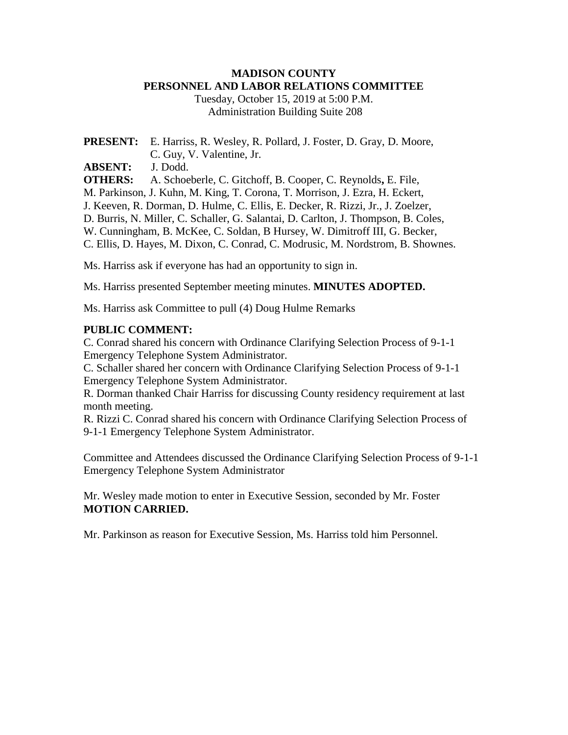**MADISON COUNTY**
**PERSONNEL AND LABOR RELATIONS COMMITTEE**
Tuesday, October 15, 2019 at 5:00 P.M.
Administration Building Suite 208

**PRESENT:** E. Harriss, R. Wesley, R. Pollard, J. Foster, D. Gray, D. Moore, C. Guy, V. Valentine, Jr.
**ABSENT:** J. Dodd.
**OTHERS:** A. Schoeberle, C. Gitchoff, B. Cooper, C. Reynolds**,** E. File, M. Parkinson, J. Kuhn, M. King, T. Corona, T. Morrison, J. Ezra, H. Eckert, J. Keeven, R. Dorman, D. Hulme, C. Ellis, E. Decker, R. Rizzi, Jr., J. Zoelzer, D. Burris, N. Miller, C. Schaller, G. Salantai, D. Carlton, J. Thompson, B. Coles, W. Cunningham, B. McKee, C. Soldan, B Hursey, W. Dimitroff III, G. Becker, C. Ellis, D. Hayes, M. Dixon, C. Conrad, C. Modrusic, M. Nordstrom, B. Shownes.

Ms. Harriss ask if everyone has had an opportunity to sign in.

Ms. Harriss presented September meeting minutes. **MINUTES ADOPTED.**

Ms. Harriss ask Committee to pull (4) Doug Hulme Remarks

**PUBLIC COMMENT:**
C. Conrad shared his concern with Ordinance Clarifying Selection Process of 9-1-1 Emergency Telephone System Administrator.
C. Schaller shared her concern with Ordinance Clarifying Selection Process of 9-1-1 Emergency Telephone System Administrator.
R. Dorman thanked Chair Harriss for discussing County residency requirement at last month meeting.
R. Rizzi C. Conrad shared his concern with Ordinance Clarifying Selection Process of 9-1-1 Emergency Telephone System Administrator.

Committee and Attendees discussed the Ordinance Clarifying Selection Process of 9-1-1 Emergency Telephone System Administrator

Mr. Wesley made motion to enter in Executive Session, seconded by Mr. Foster **MOTION CARRIED.**

Mr. Parkinson as reason for Executive Session, Ms. Harriss told him Personnel.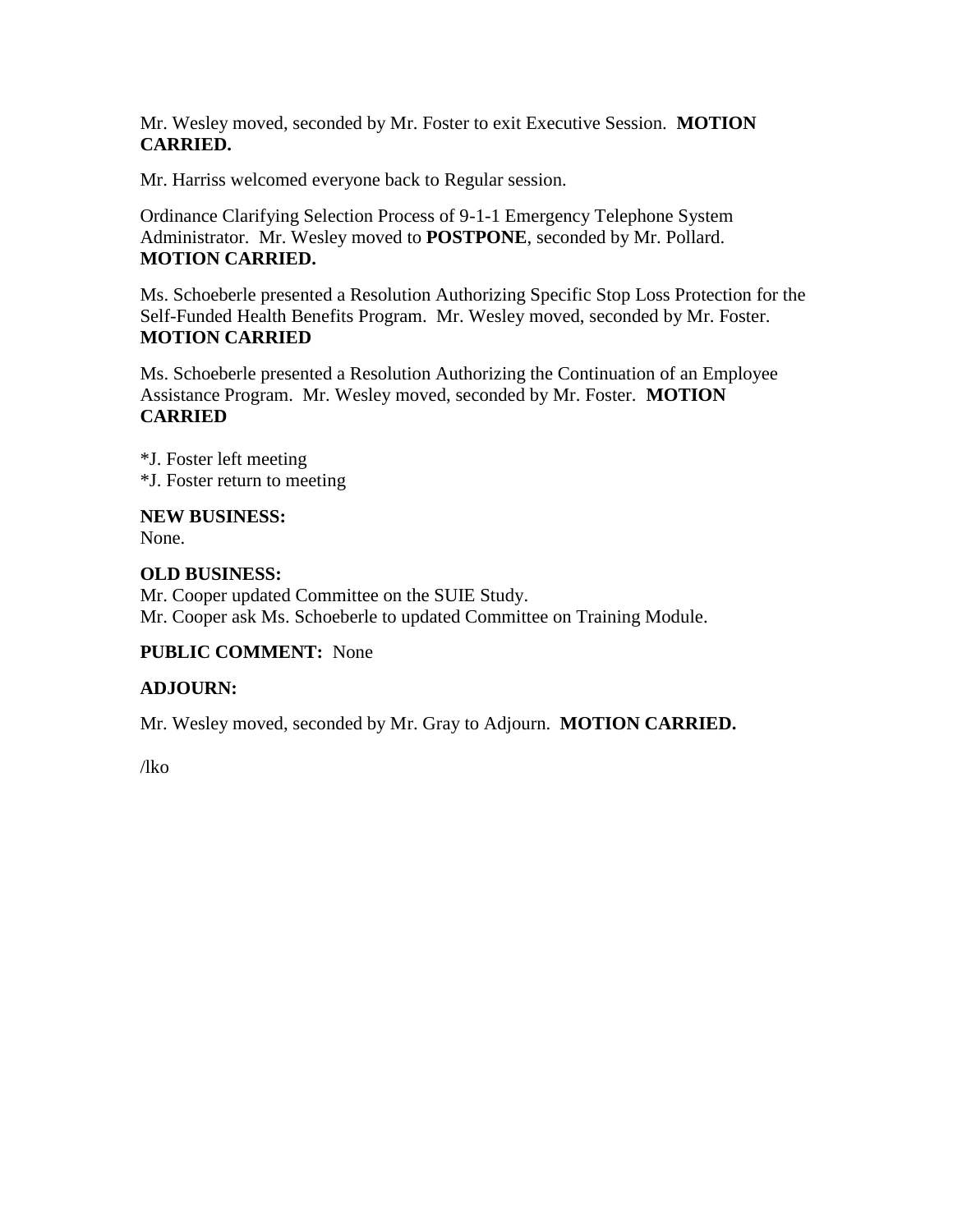Mr. Wesley moved, seconded by Mr. Foster to exit Executive Session. **MOTION CARRIED.**

Mr. Harriss welcomed everyone back to Regular session.

Ordinance Clarifying Selection Process of 9-1-1 Emergency Telephone System Administrator. Mr. Wesley moved to **POSTPONE**, seconded by Mr. Pollard. **MOTION CARRIED.**

Ms. Schoeberle presented a Resolution Authorizing Specific Stop Loss Protection for the Self-Funded Health Benefits Program. Mr. Wesley moved, seconded by Mr. Foster. **MOTION CARRIED**

Ms. Schoeberle presented a Resolution Authorizing the Continuation of an Employee Assistance Program. Mr. Wesley moved, seconded by Mr. Foster. **MOTION CARRIED**

*J. Foster left meeting
*J. Foster return to meeting

**NEW BUSINESS:**
None.

**OLD BUSINESS:**
Mr. Cooper updated Committee on the SUIE Study.
Mr. Cooper ask Ms. Schoeberle to updated Committee on Training Module.

**PUBLIC COMMENT:** None

**ADJOURN:**

Mr. Wesley moved, seconded by Mr. Gray to Adjourn. **MOTION CARRIED.**

/lko